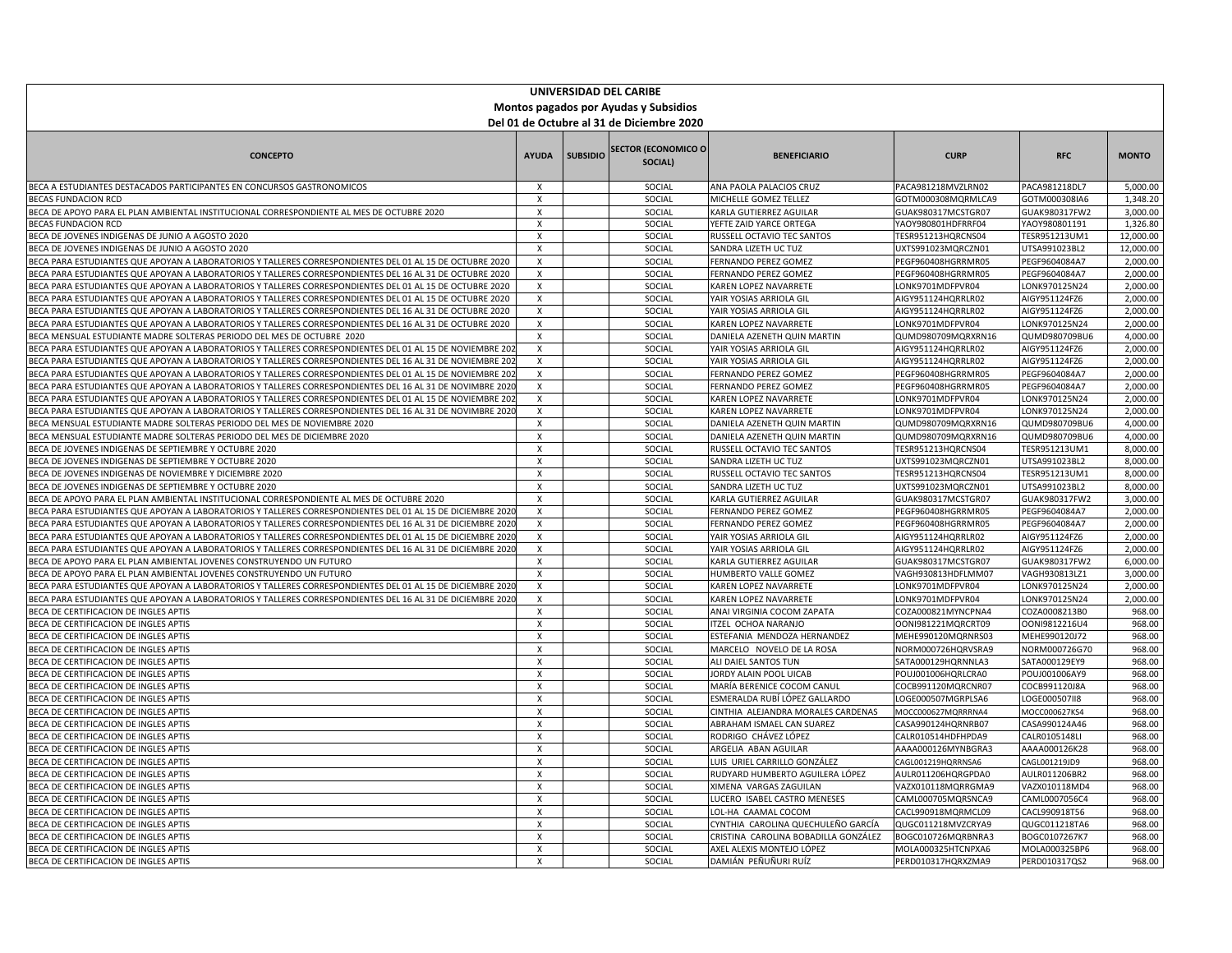**UNIVERSIDAD DEL CARIBE**

**Montos pagados por Ayudas y Subsidios**

**Del 01 de Octubre al 31 de Diciembre 2020**

| CONCEPTO | AYUDA | SUBSIDIO | SECTOR (ECONOMICO O SOCIAL) | BENEFICIARIO | CURP | RFC | MONTO |
|---|---|---|---|---|---|---|---|
| BECA A ESTUDIANTES DESTACADOS PARTICIPANTES EN CONCURSOS GASTRONOMICOS | X | | SOCIAL | ANA PAOLA PALACIOS CRUZ | PACA981218MVZLRN02 | PACA981218DL7 | 5,000.00 |
| BECAS FUNDACION RCD | X | | SOCIAL | MICHELLE GOMEZ TELLEZ | GOTM000308MQRMLCA9 | GOTM000308IA6 | 1,348.20 |
| BECA DE APOYO PARA EL PLAN AMBIENTAL INSTITUCIONAL CORRESPONDIENTE AL MES DE OCTUBRE 2020 | X | | SOCIAL | KARLA GUTIERREZ AGUILAR | GUAK980317MCSTGR07 | GUAK980317FW2 | 3,000.00 |
| BECAS FUNDACION RCD | X | | SOCIAL | YEFTE ZAID YARCE ORTEGA | YAOY980801HDFRRF04 | YAOY980801191 | 1,326.80 |
| BECA DE JOVENES INDIGENAS DE JUNIO A AGOSTO 2020 | X | | SOCIAL | RUSSELL OCTAVIO TEC SANTOS | TESR951213HQRCNS04 | TESR951213UM1 | 12,000.00 |
| BECA DE JOVENES INDIGENAS DE JUNIO A AGOSTO 2020 | X | | SOCIAL | SANDRA LIZETH UC TUZ | UXTS991023MQRCZN01 | UTSA991023BL2 | 12,000.00 |
| BECA PARA ESTUDIANTES QUE APOYAN A LABORATORIOS Y TALLERES CORRESPONDIENTES DEL 01 AL 15 DE OCTUBRE 2020 | X | | SOCIAL | FERNANDO PEREZ GOMEZ | PEGF960408HGRRMR05 | PEGF9604084A7 | 2,000.00 |
| BECA PARA ESTUDIANTES QUE APOYAN A LABORATORIOS Y TALLERES CORRESPONDIENTES DEL 16 AL 31 DE OCTUBRE 2020 | X | | SOCIAL | FERNANDO PEREZ GOMEZ | PEGF960408HGRRMR05 | PEGF9604084A7 | 2,000.00 |
| BECA PARA ESTUDIANTES QUE APOYAN A LABORATORIOS Y TALLERES CORRESPONDIENTES DEL 01 AL 15 DE OCTUBRE 2020 | X | | SOCIAL | KAREN LOPEZ NAVARRETE | LONK9701MDFPVR04 | LONK970125N24 | 2,000.00 |
| BECA PARA ESTUDIANTES QUE APOYAN A LABORATORIOS Y TALLERES CORRESPONDIENTES DEL 01 AL 15 DE OCTUBRE 2020 | X | | SOCIAL | YAIR YOSIAS ARRIOLA GIL | AIGY951124HQRRLR02 | AIGY951124FZ6 | 2,000.00 |
| BECA PARA ESTUDIANTES QUE APOYAN A LABORATORIOS Y TALLERES CORRESPONDIENTES DEL 16 AL 31 DE OCTUBRE 2020 | X | | SOCIAL | YAIR YOSIAS ARRIOLA GIL | AIGY951124HQRRLR02 | AIGY951124FZ6 | 2,000.00 |
| BECA PARA ESTUDIANTES QUE APOYAN A LABORATORIOS Y TALLERES CORRESPONDIENTES DEL 16 AL 31 DE OCTUBRE 2020 | X | | SOCIAL | KAREN LOPEZ NAVARRETE | LONK9701MDFPVR04 | LONK970125N24 | 2,000.00 |
| BECA MENSUAL ESTUDIANTE MADRE SOLTERAS PERIODO DEL MES DE OCTUBRE 2020 | X | | SOCIAL | DANIELA AZENETH QUIN MARTIN | QUMD980709MQRXRN16 | QUMD980709BU6 | 4,000.00 |
| BECA PARA ESTUDIANTES QUE APOYAN A LABORATORIOS Y TALLERES CORRESPONDIENTES DEL 01 AL 15 DE NOVIEMBRE 202 | X | | SOCIAL | YAIR YOSIAS ARRIOLA GIL | AIGY951124HQRRLR02 | AIGY951124FZ6 | 2,000.00 |
| BECA PARA ESTUDIANTES QUE APOYAN A LABORATORIOS Y TALLERES CORRESPONDIENTES DEL 16 AL 31 DE NOVIEMBRE 202 | X | | SOCIAL | YAIR YOSIAS ARRIOLA GIL | AIGY951124HQRRLR02 | AIGY951124FZ6 | 2,000.00 |
| BECA PARA ESTUDIANTES QUE APOYAN A LABORATORIOS Y TALLERES CORRESPONDIENTES DEL 01 AL 15 DE NOVIEMBRE 202 | X | | SOCIAL | FERNANDO PEREZ GOMEZ | PEGF960408HGRRMR05 | PEGF9604084A7 | 2,000.00 |
| BECA PARA ESTUDIANTES QUE APOYAN A LABORATORIOS Y TALLERES CORRESPONDIENTES DEL 16 AL 31 DE NOVIMBRE 2020 | X | | SOCIAL | FERNANDO PEREZ GOMEZ | PEGF960408HGRRMR05 | PEGF9604084A7 | 2,000.00 |
| BECA PARA ESTUDIANTES QUE APOYAN A LABORATORIOS Y TALLERES CORRESPONDIENTES DEL 01 AL 15 DE NOVIEMBRE 202 | X | | SOCIAL | KAREN LOPEZ NAVARRETE | LONK9701MDFPVR04 | LONK970125N24 | 2,000.00 |
| BECA PARA ESTUDIANTES QUE APOYAN A LABORATORIOS Y TALLERES CORRESPONDIENTES DEL 16 AL 31 DE NOVIMBRE 2020 | X | | SOCIAL | KAREN LOPEZ NAVARRETE | LONK9701MDFPVR04 | LONK970125N24 | 2,000.00 |
| BECA MENSUAL ESTUDIANTE MADRE SOLTERAS PERIODO DEL MES DE NOVIEMBRE 2020 | X | | SOCIAL | DANIELA AZENETH QUIN MARTIN | QUMD980709MQRXRN16 | QUMD980709BU6 | 4,000.00 |
| BECA MENSUAL ESTUDIANTE MADRE SOLTERAS PERIODO DEL MES DE DICIEMBRE 2020 | X | | SOCIAL | DANIELA AZENETH QUIN MARTIN | QUMD980709MQRXRN16 | QUMD980709BU6 | 4,000.00 |
| BECA DE JOVENES INDIGENAS DE SEPTIEMBRE Y OCTUBRE 2020 | X | | SOCIAL | RUSSELL OCTAVIO TEC SANTOS | TESR951213HQRCNS04 | TESR951213UM1 | 8,000.00 |
| BECA DE JOVENES INDIGENAS DE SEPTIEMBRE Y OCTUBRE 2020 | X | | SOCIAL | SANDRA LIZETH UC TUZ | UXTS991023MQRCZN01 | UTSA991023BL2 | 8,000.00 |
| BECA DE JOVENES INDIGENAS DE NOVIEMBRE Y DICIEMBRE 2020 | X | | SOCIAL | RUSSELL OCTAVIO TEC SANTOS | TESR951213HQRCNS04 | TESR951213UM1 | 8,000.00 |
| BECA DE JOVENES INDIGENAS DE SEPTIEMBRE Y OCTUBRE 2020 | X | | SOCIAL | SANDRA LIZETH UC TUZ | UXTS991023MQRCZN01 | UTSA991023BL2 | 8,000.00 |
| BECA DE APOYO PARA EL PLAN AMBIENTAL INSTITUCIONAL CORRESPONDIENTE AL MES DE OCTUBRE 2020 | X | | SOCIAL | KARLA GUTIERREZ AGUILAR | GUAK980317MCSTGR07 | GUAK980317FW2 | 3,000.00 |
| BECA PARA ESTUDIANTES QUE APOYAN A LABORATORIOS Y TALLERES CORRESPONDIENTES DEL 01 AL 15 DE DICIEMBRE 2020 | X | | SOCIAL | FERNANDO PEREZ GOMEZ | PEGF960408HGRRMR05 | PEGF9604084A7 | 2,000.00 |
| BECA PARA ESTUDIANTES QUE APOYAN A LABORATORIOS Y TALLERES CORRESPONDIENTES DEL 16 AL 31 DE DICIEMBRE 2020 | X | | SOCIAL | FERNANDO PEREZ GOMEZ | PEGF960408HGRRMR05 | PEGF9604084A7 | 2,000.00 |
| BECA PARA ESTUDIANTES QUE APOYAN A LABORATORIOS Y TALLERES CORRESPONDIENTES DEL 01 AL 15 DE DICIEMBRE 2020 | X | | SOCIAL | YAIR YOSIAS ARRIOLA GIL | AIGY951124HQRRLR02 | AIGY951124FZ6 | 2,000.00 |
| BECA PARA ESTUDIANTES QUE APOYAN A LABORATORIOS Y TALLERES CORRESPONDIENTES DEL 16 AL 31 DE DICIEMBRE 2020 | X | | SOCIAL | YAIR YOSIAS ARRIOLA GIL | AIGY951124HQRRLR02 | AIGY951124FZ6 | 2,000.00 |
| BECA DE APOYO PARA EL PLAN AMBIENTAL JOVENES CONSTRUYENDO UN FUTURO | X | | SOCIAL | KARLA GUTIERREZ AGUILAR | GUAK980317MCSTGR07 | GUAK980317FW2 | 6,000.00 |
| BECA DE APOYO PARA EL PLAN AMBIENTAL JOVENES CONSTRUYENDO UN FUTURO | X | | SOCIAL | HUMBERTO VALLE GOMEZ | VAGH930813HDFLMM07 | VAGH930813LZ1 | 3,000.00 |
| BECA PARA ESTUDIANTES QUE APOYAN A LABORATORIOS Y TALLERES CORRESPONDIENTES DEL 01 AL 15 DE DICIEMBRE 2020 | X | | SOCIAL | KAREN LOPEZ NAVARRETE | LONK9701MDFPVR04 | LONK970125N24 | 2,000.00 |
| BECA PARA ESTUDIANTES QUE APOYAN A LABORATORIOS Y TALLERES CORRESPONDIENTES DEL 16 AL 31 DE DICIEMBRE 2020 | X | | SOCIAL | KAREN LOPEZ NAVARRETE | LONK9701MDFPVR04 | LONK970125N24 | 2,000.00 |
| BECA DE CERTIFICACION DE INGLES APTIS | X | | SOCIAL | ANAI VIRGINIA COCOM ZAPATA | COZA000821MYNCPNA4 | COZA0008213B0 | 968.00 |
| BECA DE CERTIFICACION DE INGLES APTIS | X | | SOCIAL | ITZEL OCHOA NARANJO | OONI981221MQRCRT09 | OONI9812216U4 | 968.00 |
| BECA DE CERTIFICACION DE INGLES APTIS | X | | SOCIAL | ESTEFANIA MENDOZA HERNANDEZ | MEHE990120MQRNRS03 | MEHE990120J72 | 968.00 |
| BECA DE CERTIFICACION DE INGLES APTIS | X | | SOCIAL | MARCELO NOVELO DE LA ROSA | NORM000726HQRVSRA9 | NORM000726G70 | 968.00 |
| BECA DE CERTIFICACION DE INGLES APTIS | X | | SOCIAL | ALI DAIEL SANTOS TUN | SATA000129HQRNNLA3 | SATA000129EY9 | 968.00 |
| BECA DE CERTIFICACION DE INGLES APTIS | X | | SOCIAL | JORDY ALAIN POOL UICAB | POUJ001006HQRLCRA0 | POUJ001006AY9 | 968.00 |
| BECA DE CERTIFICACION DE INGLES APTIS | X | | SOCIAL | MARÍA BERENICE COCOM CANUL | COCB991120MQRCNR07 | COCB991120J8A | 968.00 |
| BECA DE CERTIFICACION DE INGLES APTIS | X | | SOCIAL | ESMERALDA RUBÍ LÓPEZ GALLARDO | LOGE000507MGRPLSA6 | LOGE000507II8 | 968.00 |
| BECA DE CERTIFICACION DE INGLES APTIS | X | | SOCIAL | CINTHIA ALEJANDRA MORALES CARDENAS | MOCC000627MQRRRNA4 | MOCC000627KS4 | 968.00 |
| BECA DE CERTIFICACION DE INGLES APTIS | X | | SOCIAL | ABRAHAM ISMAEL CAN SUAREZ | CASA990124HQRNRB07 | CASA990124A46 | 968.00 |
| BECA DE CERTIFICACION DE INGLES APTIS | X | | SOCIAL | RODRIGO CHÁVEZ LÓPEZ | CALR010514HDFHPDA9 | CALR0105148LI | 968.00 |
| BECA DE CERTIFICACION DE INGLES APTIS | X | | SOCIAL | ARGELIA ABAN AGUILAR | AAAA000126MYNBGRA3 | AAAA000126K28 | 968.00 |
| BECA DE CERTIFICACION DE INGLES APTIS | X | | SOCIAL | LUIS URIEL CARRILLO GONZÁLEZ | CAGL001219HQRRNSA6 | CAGL001219JD9 | 968.00 |
| BECA DE CERTIFICACION DE INGLES APTIS | X | | SOCIAL | RUDYARD HUMBERTO AGUILERA LÓPEZ | AULR011206HQRGPDA0 | AULR011206BR2 | 968.00 |
| BECA DE CERTIFICACION DE INGLES APTIS | X | | SOCIAL | XIMENA VARGAS ZAGUILAN | VAZX010118MQRRGMA9 | VAZX010118MD4 | 968.00 |
| BECA DE CERTIFICACION DE INGLES APTIS | X | | SOCIAL | LUCERO ISABEL CASTRO MENESES | CAML000705MQRSNCA9 | CAML0007056C4 | 968.00 |
| BECA DE CERTIFICACION DE INGLES APTIS | X | | SOCIAL | LOL-HA CAAMAL COCOM | CACL990918MQRMCL09 | CACL990918T56 | 968.00 |
| BECA DE CERTIFICACION DE INGLES APTIS | X | | SOCIAL | CYNTHIA CAROLINA QUECHULEÑO GARCÍA | QUGC011218MVZCRYA9 | QUGC011218TA6 | 968.00 |
| BECA DE CERTIFICACION DE INGLES APTIS | X | | SOCIAL | CRISTINA CAROLINA BOBADILLA GONZÁLEZ | BOGC010726MQRBNRA3 | BOGC0107267K7 | 968.00 |
| BECA DE CERTIFICACION DE INGLES APTIS | X | | SOCIAL | AXEL ALEXIS MONTEJO LÓPEZ | MOLA000325HTCNPXA6 | MOLA000325BP6 | 968.00 |
| BECA DE CERTIFICACION DE INGLES APTIS | X | | SOCIAL | DAMIÁN PEÑUÑURI RUÍZ | PERD010317HQRXZMA9 | PERD010317QS2 | 968.00 |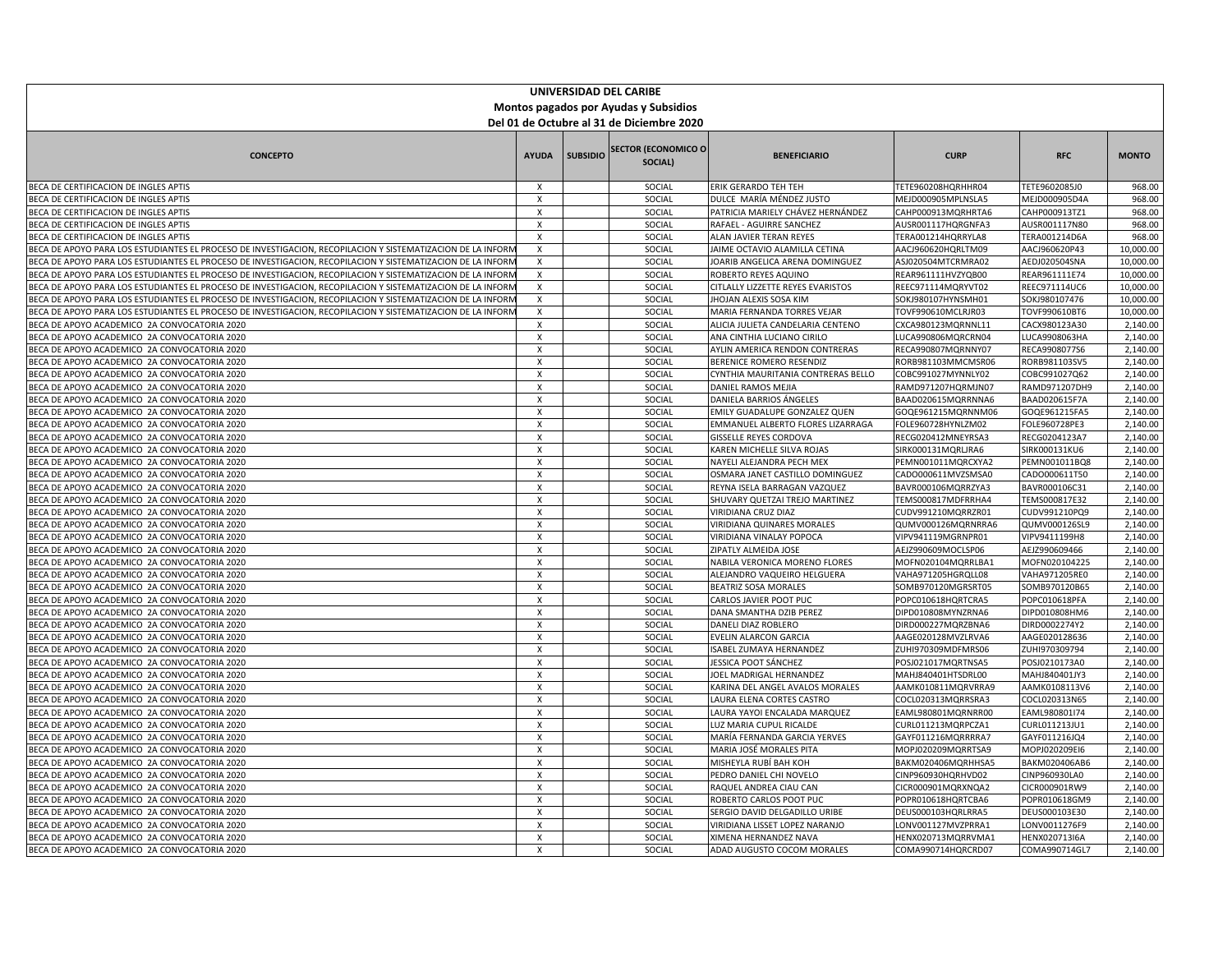**UNIVERSIDAD DEL CARIBE**

**Montos pagados por Ayudas y Subsidios**

**Del 01 de Octubre al 31 de Diciembre 2020**

| CONCEPTO | AYUDA | SUBSIDIO | SECTOR (ECONOMICO O SOCIAL) | BENEFICIARIO | CURP | RFC | MONTO |
|---|---|---|---|---|---|---|---|
| BECA DE CERTIFICACION DE INGLES APTIS | X | | SOCIAL | ERIK GERARDO TEH TEH | TETE960208HQRHHR04 | TETE9602085J0 | 968.00 |
| BECA DE CERTIFICACION DE INGLES APTIS | X | | SOCIAL | DULCE MARÍA MÉNDEZ JUSTO | MEJD000905MPLNSLA5 | MEJD000905D4A | 968.00 |
| BECA DE CERTIFICACION DE INGLES APTIS | X | | SOCIAL | PATRICIA MARIELY CHÁVEZ HERNÁNDEZ | CAHP000913MQRHRTA6 | CAHP000913TZ1 | 968.00 |
| BECA DE CERTIFICACION DE INGLES APTIS | X | | SOCIAL | RAFAEL - AGUIRRE SANCHEZ | AUSR001117HQRGNFA3 | AUSR001117N80 | 968.00 |
| BECA DE CERTIFICACION DE INGLES APTIS | X | | SOCIAL | ALAN JAVIER TERAN REYES | TERA001214HQRRYLA8 | TERA001214D6A | 968.00 |
| BECA DE APOYO PARA LOS ESTUDIANTES EL PROCESO DE INVESTIGACION, RECOPILACION Y SISTEMATIZACION DE LA INFORM | X | | SOCIAL | JAIME OCTAVIO ALAMILLA CETINA | AACJ960620HQRLTM09 | AACJ960620P43 | 10,000.00 |
| BECA DE APOYO PARA LOS ESTUDIANTES EL PROCESO DE INVESTIGACION, RECOPILACION Y SISTEMATIZACION DE LA INFORM | X | | SOCIAL | JOARIB ANGELICA ARENA DOMINGUEZ | ASJ020504MTCRMRA02 | AEDJ020504SNA | 10,000.00 |
| BECA DE APOYO PARA LOS ESTUDIANTES EL PROCESO DE INVESTIGACION, RECOPILACION Y SISTEMATIZACION DE LA INFORM | X | | SOCIAL | ROBERTO REYES AQUINO | REAR961111HVZYQB00 | REAR961111E74 | 10,000.00 |
| BECA DE APOYO PARA LOS ESTUDIANTES EL PROCESO DE INVESTIGACION, RECOPILACION Y SISTEMATIZACION DE LA INFORM | X | | SOCIAL | CITLALLY LIZZETTE REYES EVARISTOS | REEC971114MQRYVT02 | REEC971114UC6 | 10,000.00 |
| BECA DE APOYO PARA LOS ESTUDIANTES EL PROCESO DE INVESTIGACION, RECOPILACION Y SISTEMATIZACION DE LA INFORM | X | | SOCIAL | JHOJAN ALEXIS SOSA KIM | SOKJ980107HYNSMH01 | SOKJ980107476 | 10,000.00 |
| BECA DE APOYO PARA LOS ESTUDIANTES EL PROCESO DE INVESTIGACION, RECOPILACION Y SISTEMATIZACION DE LA INFORM | X | | SOCIAL | MARIA FERNANDA TORRES VEJAR | TOVF990610MCLRJR03 | TOVF990610BT6 | 10,000.00 |
| BECA DE APOYO ACADEMICO 2A CONVOCATORIA 2020 | X | | SOCIAL | ALICIA JULIETA CANDELARIA CENTENO | CXCA980123MQRNNL11 | CACX980123A30 | 2,140.00 |
| BECA DE APOYO ACADEMICO 2A CONVOCATORIA 2020 | X | | SOCIAL | ANA CINTHIA LUCIANO CIRILO | LUCA990806MQRCRN04 | LUCA9908063HA | 2,140.00 |
| BECA DE APOYO ACADEMICO 2A CONVOCATORIA 2020 | X | | SOCIAL | AYLIN AMERICA RENDON CONTRERAS | RECA990807MQRNNY07 | RECA9908077S6 | 2,140.00 |
| BECA DE APOYO ACADEMICO 2A CONVOCATORIA 2020 | X | | SOCIAL | BERENICE ROMERO RESENDIZ | RORB981103MMCMSR06 | RORB981103SV5 | 2,140.00 |
| BECA DE APOYO ACADEMICO 2A CONVOCATORIA 2020 | X | | SOCIAL | CYNTHIA MAURITANIA CONTRERAS BELLO | COBC991027MYNNLY02 | COBC991027Q62 | 2,140.00 |
| BECA DE APOYO ACADEMICO 2A CONVOCATORIA 2020 | X | | SOCIAL | DANIEL RAMOS MEJIA | RAMD971207HQRMJN07 | RAMD971207DH9 | 2,140.00 |
| BECA DE APOYO ACADEMICO 2A CONVOCATORIA 2020 | X | | SOCIAL | DANIELA BARRIOS ÁNGELES | BAAD020615MQRRNNA6 | BAAD020615F7A | 2,140.00 |
| BECA DE APOYO ACADEMICO 2A CONVOCATORIA 2020 | X | | SOCIAL | EMILY GUADALUPE GONZALEZ QUEN | GOQE961215MQRNNM06 | GOQE961215FA5 | 2,140.00 |
| BECA DE APOYO ACADEMICO 2A CONVOCATORIA 2020 | X | | SOCIAL | EMMANUEL ALBERTO FLORES LIZARRAGA | FOLE960728HYNLZM02 | FOLE960728PE3 | 2,140.00 |
| BECA DE APOYO ACADEMICO 2A CONVOCATORIA 2020 | X | | SOCIAL | GISSELLE REYES CORDOVA | RECG020412MNEYRSA3 | RECG0204123A7 | 2,140.00 |
| BECA DE APOYO ACADEMICO 2A CONVOCATORIA 2020 | X | | SOCIAL | KAREN MICHELLE SILVA ROJAS | SIRK000131MQRLJRA6 | SIRK000131KU6 | 2,140.00 |
| BECA DE APOYO ACADEMICO 2A CONVOCATORIA 2020 | X | | SOCIAL | NAYELI ALEJANDRA PECH MEX | PEMN001011MQRCXYA2 | PEMN001011BQ8 | 2,140.00 |
| BECA DE APOYO ACADEMICO 2A CONVOCATORIA 2020 | X | | SOCIAL | OSMARA JANET CASTILLO DOMINGUEZ | CADO000611MVZSMSA0 | CADO000611T50 | 2,140.00 |
| BECA DE APOYO ACADEMICO 2A CONVOCATORIA 2020 | X | | SOCIAL | REYNA ISELA BARRAGAN VAZQUEZ | BAVR000106MQRRZYA3 | BAVR000106C31 | 2,140.00 |
| BECA DE APOYO ACADEMICO 2A CONVOCATORIA 2020 | X | | SOCIAL | SHUVARY QUETZAI TREJO MARTINEZ | TEMS000817MDFRRHA4 | TEMS000817E32 | 2,140.00 |
| BECA DE APOYO ACADEMICO 2A CONVOCATORIA 2020 | X | | SOCIAL | VIRIDIANA CRUZ DIAZ | CUDV991210MQRRZR01 | CUDV991210PQ9 | 2,140.00 |
| BECA DE APOYO ACADEMICO 2A CONVOCATORIA 2020 | X | | SOCIAL | VIRIDIANA QUINARES MORALES | QUMV000126MQRNRRA6 | QUMV000126SL9 | 2,140.00 |
| BECA DE APOYO ACADEMICO 2A CONVOCATORIA 2020 | X | | SOCIAL | VIRIDIANA VINALAY POPOCA | VIPV941119MGRNPR01 | VIPV9411199H8 | 2,140.00 |
| BECA DE APOYO ACADEMICO 2A CONVOCATORIA 2020 | X | | SOCIAL | ZIPATLY ALMEIDA JOSE | AEJZ990609MOCLSP06 | AEJZ990609466 | 2,140.00 |
| BECA DE APOYO ACADEMICO 2A CONVOCATORIA 2020 | X | | SOCIAL | NABILA VERONICA MORENO FLORES | MOFN020104MQRRLBA1 | MOFN020104225 | 2,140.00 |
| BECA DE APOYO ACADEMICO 2A CONVOCATORIA 2020 | X | | SOCIAL | ALEJANDRO VAQUEIRO HELGUERA | VAHA971205HGRQLL08 | VAHA971205RE0 | 2,140.00 |
| BECA DE APOYO ACADEMICO 2A CONVOCATORIA 2020 | X | | SOCIAL | BEATRIZ SOSA MORALES | SOMB970120MGRSRT05 | SOMB970120B65 | 2,140.00 |
| BECA DE APOYO ACADEMICO 2A CONVOCATORIA 2020 | X | | SOCIAL | CARLOS JAVIER POOT PUC | POPC010618HQRTCRA5 | POPC010618PFA | 2,140.00 |
| BECA DE APOYO ACADEMICO 2A CONVOCATORIA 2020 | X | | SOCIAL | DANA SMANTHA DZIB PEREZ | DIPD010808MYNZRNA6 | DIPD010808HM6 | 2,140.00 |
| BECA DE APOYO ACADEMICO 2A CONVOCATORIA 2020 | X | | SOCIAL | DANELI DIAZ ROBLERO | DIRD000227MQRZBNA6 | DIRD0002274Y2 | 2,140.00 |
| BECA DE APOYO ACADEMICO 2A CONVOCATORIA 2020 | X | | SOCIAL | EVELIN ALARCON GARCIA | AAGE020128MVZLRVA6 | AAGE020128636 | 2,140.00 |
| BECA DE APOYO ACADEMICO 2A CONVOCATORIA 2020 | X | | SOCIAL | ISABEL ZUMAYA HERNANDEZ | ZUHI970309MDFMRS06 | ZUHI970309794 | 2,140.00 |
| BECA DE APOYO ACADEMICO 2A CONVOCATORIA 2020 | X | | SOCIAL | JESSICA POOT SÁNCHEZ | POSJ021017MQRTNSA5 | POSJ0210173A0 | 2,140.00 |
| BECA DE APOYO ACADEMICO 2A CONVOCATORIA 2020 | X | | SOCIAL | JOEL MADRIGAL HERNANDEZ | MAHJ840401HTSDRL00 | MAHJ840401JY3 | 2,140.00 |
| BECA DE APOYO ACADEMICO 2A CONVOCATORIA 2020 | X | | SOCIAL | KARINA DEL ANGEL AVALOS MORALES | AAMK010811MQRVRRA9 | AAMK0108113V6 | 2,140.00 |
| BECA DE APOYO ACADEMICO 2A CONVOCATORIA 2020 | X | | SOCIAL | LAURA ELENA CORTES CASTRO | COCL020313MQRRSRA3 | COCL020313N65 | 2,140.00 |
| BECA DE APOYO ACADEMICO 2A CONVOCATORIA 2020 | X | | SOCIAL | LAURA YAYOI ENCALADA MARQUEZ | EAML980801MQRNRR00 | EAML980801I74 | 2,140.00 |
| BECA DE APOYO ACADEMICO 2A CONVOCATORIA 2020 | X | | SOCIAL | LUZ MARIA CUPUL RICALDE | CURL011213MQRPCZA1 | CURL011213JU1 | 2,140.00 |
| BECA DE APOYO ACADEMICO 2A CONVOCATORIA 2020 | X | | SOCIAL | MARÍA FERNANDA GARCIA YERVES | GAYF011216MQRRRRA7 | GAYF011216JQ4 | 2,140.00 |
| BECA DE APOYO ACADEMICO 2A CONVOCATORIA 2020 | X | | SOCIAL | MARIA JOSÉ MORALES PITA | MOPJ020209MQRRTSA9 | MOPJ020209EI6 | 2,140.00 |
| BECA DE APOYO ACADEMICO 2A CONVOCATORIA 2020 | X | | SOCIAL | MISHEYLA RUBÍ BAH KOH | BAKM020406MQRHHSA5 | BAKM020406AB6 | 2,140.00 |
| BECA DE APOYO ACADEMICO 2A CONVOCATORIA 2020 | X | | SOCIAL | PEDRO DANIEL CHI NOVELO | CINP960930HQRHVD02 | CINP960930LA0 | 2,140.00 |
| BECA DE APOYO ACADEMICO 2A CONVOCATORIA 2020 | X | | SOCIAL | RAQUEL ANDREA CIAU CAN | CICR000901MQRXNQA2 | CICR000901RW9 | 2,140.00 |
| BECA DE APOYO ACADEMICO 2A CONVOCATORIA 2020 | X | | SOCIAL | ROBERTO CARLOS POOT PUC | POPR010618HQRTCBA6 | POPR010618GM9 | 2,140.00 |
| BECA DE APOYO ACADEMICO 2A CONVOCATORIA 2020 | X | | SOCIAL | SERGIO DAVID DELGADILLO URIBE | DEUS000103HQRLRRA5 | DEUS000103E30 | 2,140.00 |
| BECA DE APOYO ACADEMICO 2A CONVOCATORIA 2020 | X | | SOCIAL | VIRIDIANA LISSET LOPEZ NARANJO | LONV001127MVZPRRA1 | LONV0011276F9 | 2,140.00 |
| BECA DE APOYO ACADEMICO 2A CONVOCATORIA 2020 | X | | SOCIAL | XIMENA HERNANDEZ NAVA | HENX020713MQRRVMA1 | HENX020713I6A | 2,140.00 |
| BECA DE APOYO ACADEMICO 2A CONVOCATORIA 2020 | X | | SOCIAL | ADAD AUGUSTO COCOM MORALES | COMA990714HQRCRD07 | COMA990714GL7 | 2,140.00 |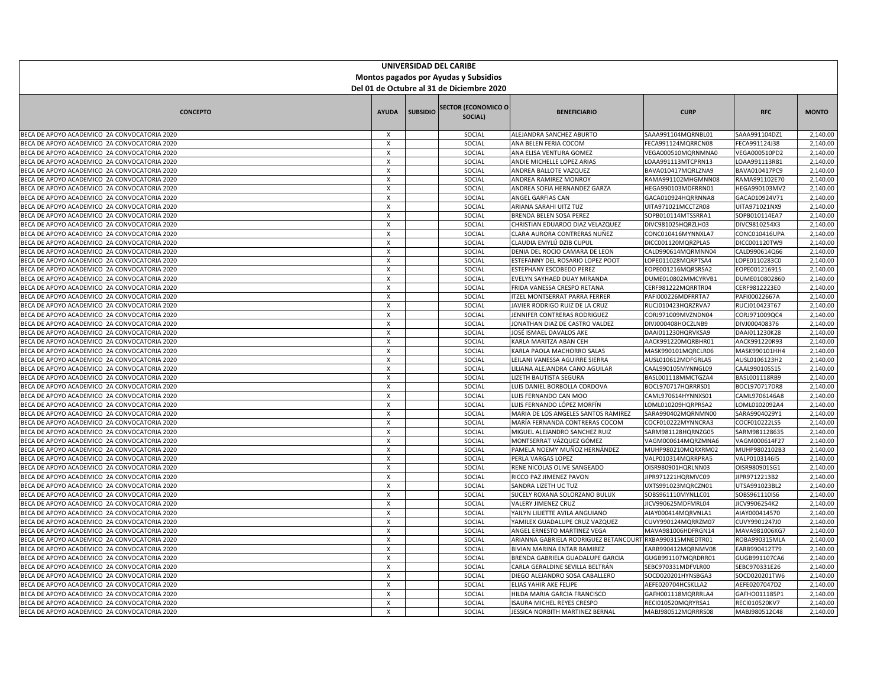**UNIVERSIDAD DEL CARIBE**
**Montos pagados por Ayudas y Subsidios**
**Del 01 de Octubre al 31 de Diciembre 2020**

| CONCEPTO | AYUDA | SUBSIDIO | SECTOR (ECONOMICO O SOCIAL) | BENEFICIARIO | CURP | RFC | MONTO |
|---|---|---|---|---|---|---|---|
| BECA DE APOYO ACADEMICO 2A CONVOCATORIA 2020 | X | | SOCIAL | ALEJANDRA SANCHEZ ABURTO | SAAA991104MQRNBL01 | SAAA991104DZ1 | 2,140.00 |
| BECA DE APOYO ACADEMICO 2A CONVOCATORIA 2020 | X | | SOCIAL | ANA BELEN FERIA COCOM | FECA991124MQRRCN08 | FECA991124J38 | 2,140.00 |
| BECA DE APOYO ACADEMICO 2A CONVOCATORIA 2020 | X | | SOCIAL | ANA ELISA VENTURA GOMEZ | VEGA000510MQRNMNA0 | VEGA000510PD2 | 2,140.00 |
| BECA DE APOYO ACADEMICO 2A CONVOCATORIA 2020 | X | | SOCIAL | ANDIE MICHELLE LOPEZ ARIAS | LOAA991113MTCPRN13 | LOAA991113R81 | 2,140.00 |
| BECA DE APOYO ACADEMICO 2A CONVOCATORIA 2020 | X | | SOCIAL | ANDREA BALLOTE VAZQUEZ | BAVA010417MQRLZNA9 | BAVA010417PC9 | 2,140.00 |
| BECA DE APOYO ACADEMICO 2A CONVOCATORIA 2020 | X | | SOCIAL | ANDREA RAMIREZ MONROY | RAMA991102MHGMNN08 | RAMA991102E70 | 2,140.00 |
| BECA DE APOYO ACADEMICO 2A CONVOCATORIA 2020 | X | | SOCIAL | ANDREA SOFIA HERNANDEZ GARZA | HEGA990103MDFRRN01 | HEGA990103MV2 | 2,140.00 |
| BECA DE APOYO ACADEMICO 2A CONVOCATORIA 2020 | X | | SOCIAL | ANGEL GARFIAS CAN | GACA010924HQRRNNA8 | GACA010924V71 | 2,140.00 |
| BECA DE APOYO ACADEMICO 2A CONVOCATORIA 2020 | X | | SOCIAL | ARIANA SARAHI UITZ TUZ | UITA971021MCCTZR08 | UITA971021NX9 | 2,140.00 |
| BECA DE APOYO ACADEMICO 2A CONVOCATORIA 2020 | X | | SOCIAL | BRENDA BELEN SOSA PEREZ | SOPB010114MTSSRRA1 | SOPB010114EA7 | 2,140.00 |
| BECA DE APOYO ACADEMICO 2A CONVOCATORIA 2020 | X | | SOCIAL | CHRISTIAN EDUARDO DIAZ VELAZQUEZ | DIVC981025HQRZLH03 | DIVC9810254X3 | 2,140.00 |
| BECA DE APOYO ACADEMICO 2A CONVOCATORIA 2020 | X | | SOCIAL | CLARA AURORA CONTRERAS NUÑEZ | CONC010416MYNNXLA7 | CONC010416UPA | 2,140.00 |
| BECA DE APOYO ACADEMICO 2A CONVOCATORIA 2020 | X | | SOCIAL | CLAUDIA EMYLÚ DZIB CUPUL | DICC001120MQRZPLA5 | DICC001120TW9 | 2,140.00 |
| BECA DE APOYO ACADEMICO 2A CONVOCATORIA 2020 | X | | SOCIAL | DENIA DEL ROCIO CAMARA DE LEON | CALD990614MQRMNN04 | CALD990614Q66 | 2,140.00 |
| BECA DE APOYO ACADEMICO 2A CONVOCATORIA 2020 | X | | SOCIAL | ESTEFANNY DEL ROSARIO LOPEZ POOT | LOPE011028MQRPTSA4 | LOPE0110283C0 | 2,140.00 |
| BECA DE APOYO ACADEMICO 2A CONVOCATORIA 2020 | X | | SOCIAL | ESTEPHANY ESCOBEDO PEREZ | EOPE001216MQRSRSA2 | EOPE001216915 | 2,140.00 |
| BECA DE APOYO ACADEMICO 2A CONVOCATORIA 2020 | X | | SOCIAL | EVELYN SAYHAED DUAY MIRANDA | DUME010802MMCYRVB1 | DUME010802860 | 2,140.00 |
| BECA DE APOYO ACADEMICO 2A CONVOCATORIA 2020 | X | | SOCIAL | FRIDA VANESSA CRESPO RETANA | CERF981222MQRRTR04 | CERF9812223E0 | 2,140.00 |
| BECA DE APOYO ACADEMICO 2A CONVOCATORIA 2020 | X | | SOCIAL | ITZEL MONTSERRAT PARRA FERRER | PAFI000226MDFRRTA7 | PAFI00022667A | 2,140.00 |
| BECA DE APOYO ACADEMICO 2A CONVOCATORIA 2020 | X | | SOCIAL | JAVIER RODRIGO RUIZ DE LA CRUZ | RUCJ010423HQRZRVA7 | RUCJ010423T67 | 2,140.00 |
| BECA DE APOYO ACADEMICO 2A CONVOCATORIA 2020 | X | | SOCIAL | JENNIFER CONTRERAS RODRIGUEZ | CORJ971009MVZNDN04 | CORJ971009QC4 | 2,140.00 |
| BECA DE APOYO ACADEMICO 2A CONVOCATORIA 2020 | X | | SOCIAL | JONATHAN DIAZ DE CASTRO VALDEZ | DIVJ000408HOCZLNB9 | DIVJ000408376 | 2,140.00 |
| BECA DE APOYO ACADEMICO 2A CONVOCATORIA 2020 | X | | SOCIAL | JOSÉ ISMAEL DAVALOS AKE | DAAI011230HQRVKSA9 | DAAI011230K28 | 2,140.00 |
| BECA DE APOYO ACADEMICO 2A CONVOCATORIA 2020 | X | | SOCIAL | KARLA MARITZA ABAN CEH | AACK991220MQRBHR01 | AACK991220R93 | 2,140.00 |
| BECA DE APOYO ACADEMICO 2A CONVOCATORIA 2020 | X | | SOCIAL | KARLA PAOLA MACHORRO SALAS | MASK990101MQRCLR06 | MASK990101HH4 | 2,140.00 |
| BECA DE APOYO ACADEMICO 2A CONVOCATORIA 2020 | X | | SOCIAL | LEILANI VANESSA AGUIRRE SIERRA | AUSL010612MDFGRLA5 | AUSL0106123H2 | 2,140.00 |
| BECA DE APOYO ACADEMICO 2A CONVOCATORIA 2020 | X | | SOCIAL | LILIANA ALEJANDRA CANO AGUILAR | CAAL990105MYNNGL09 | CAAL990105S15 | 2,140.00 |
| BECA DE APOYO ACADEMICO 2A CONVOCATORIA 2020 | X | | SOCIAL | LIZETH BAUTISTA SEGURA | BASL001118MMCTGZA4 | BASL001118RB9 | 2,140.00 |
| BECA DE APOYO ACADEMICO 2A CONVOCATORIA 2020 | X | | SOCIAL | LUIS DANIEL BORBOLLA CORDOVA | BOCL970717HQRRRS01 | BOCL970717DR8 | 2,140.00 |
| BECA DE APOYO ACADEMICO 2A CONVOCATORIA 2020 | X | | SOCIAL | LUIS FERNANDO CAN MOO | CAML970614HYNNXS01 | CAML9706146A8 | 2,140.00 |
| BECA DE APOYO ACADEMICO 2A CONVOCATORIA 2020 | X | | SOCIAL | LUIS FERNANDO LÓPEZ MORFÍN | LOML010209HQRPRSA2 | LOML0102092A4 | 2,140.00 |
| BECA DE APOYO ACADEMICO 2A CONVOCATORIA 2020 | X | | SOCIAL | MARIA DE LOS ANGELES SANTOS RAMIREZ | SARA990402MQRNMN00 | SARA9904029Y1 | 2,140.00 |
| BECA DE APOYO ACADEMICO 2A CONVOCATORIA 2020 | X | | SOCIAL | MARÍA FERNANDA CONTRERAS COCOM | COCF010222MYNNCRA3 | COCF010222L55 | 2,140.00 |
| BECA DE APOYO ACADEMICO 2A CONVOCATORIA 2020 | X | | SOCIAL | MIGUEL ALEJANDRO SANCHEZ RUIZ | SARM981128HQRNZG05 | SARM981128635 | 2,140.00 |
| BECA DE APOYO ACADEMICO 2A CONVOCATORIA 2020 | X | | SOCIAL | MONTSERRAT VÁZQUEZ GÓMEZ | VAGM000614MQRZMNA6 | VAGM000614F27 | 2,140.00 |
| BECA DE APOYO ACADEMICO 2A CONVOCATORIA 2020 | X | | SOCIAL | PAMELA NOEMY MUÑOZ HERNÁNDEZ | MUHP980210MQRXRM02 | MUHP9802102B3 | 2,140.00 |
| BECA DE APOYO ACADEMICO 2A CONVOCATORIA 2020 | X | | SOCIAL | PERLA VARGAS LOPEZ | VALP010314MQRRPRA5 | VALP0103146I5 | 2,140.00 |
| BECA DE APOYO ACADEMICO 2A CONVOCATORIA 2020 | X | | SOCIAL | RENE NICOLAS OLIVE SANGEADO | OISR980901HQRLNN03 | OISR980901SG1 | 2,140.00 |
| BECA DE APOYO ACADEMICO 2A CONVOCATORIA 2020 | X | | SOCIAL | RICCO PAZ JIMENEZ PAVON | JIPR971221HQRMVC09 | JIPR9712213B2 | 2,140.00 |
| BECA DE APOYO ACADEMICO 2A CONVOCATORIA 2020 | X | | SOCIAL | SANDRA LIZETH UC TUZ | UXTS991023MQRCZN01 | UTSA991023BL2 | 2,140.00 |
| BECA DE APOYO ACADEMICO 2A CONVOCATORIA 2020 | X | | SOCIAL | SUCELY ROXANA SOLORZANO BULUX | SOBS961110MYNLLC01 | SOBS961110IS6 | 2,140.00 |
| BECA DE APOYO ACADEMICO 2A CONVOCATORIA 2020 | X | | SOCIAL | VALERY JIMENEZ CRUZ | JICV990625MDFMRL04 | JICV9906254K2 | 2,140.00 |
| BECA DE APOYO ACADEMICO 2A CONVOCATORIA 2020 | X | | SOCIAL | YAILYN LILIETTE AVILA ANGUIANO | AIAY000414MQRVNLA1 | AIAY000414570 | 2,140.00 |
| BECA DE APOYO ACADEMICO 2A CONVOCATORIA 2020 | X | | SOCIAL | YAMILEX GUADALUPE CRUZ VAZQUEZ | CUVY990124MQRRZM07 | CUVY9901247J0 | 2,140.00 |
| BECA DE APOYO ACADEMICO 2A CONVOCATORIA 2020 | X | | SOCIAL | ANGEL ERNESTO MARTINEZ VEGA | MAVA981006HDFRGN14 | MAVA981006KG7 | 2,140.00 |
| BECA DE APOYO ACADEMICO 2A CONVOCATORIA 2020 | X | | SOCIAL | ARIANNA GABRIELA RODRIGUEZ BETANCOURT | RXBA990315MNEDTR01 | ROBA990315MLA | 2,140.00 |
| BECA DE APOYO ACADEMICO 2A CONVOCATORIA 2020 | X | | SOCIAL | BIVIAN MARINA ENTAR RAMIREZ | EARB990412MQRNMV08 | EARB990412T79 | 2,140.00 |
| BECA DE APOYO ACADEMICO 2A CONVOCATORIA 2020 | X | | SOCIAL | BRENDA GABRIELA GUADALUPE GARCIA | GUGB991107MQRDRR01 | GUGB991107CA6 | 2,140.00 |
| BECA DE APOYO ACADEMICO 2A CONVOCATORIA 2020 | X | | SOCIAL | CARLA GERALDINE SEVILLA BELTRÁN | SEBC970331MDFVLR00 | SEBC970331E26 | 2,140.00 |
| BECA DE APOYO ACADEMICO 2A CONVOCATORIA 2020 | X | | SOCIAL | DIEGO ALEJANDRO SOSA CABALLERO | SOCD020201HYNSBGA3 | SOCD020201TW6 | 2,140.00 |
| BECA DE APOYO ACADEMICO 2A CONVOCATORIA 2020 | X | | SOCIAL | ELIAS YAHIR AKE FELIPE | AEFE020704HCSKLLA2 | AEFE0207047D2 | 2,140.00 |
| BECA DE APOYO ACADEMICO 2A CONVOCATORIA 2020 | X | | SOCIAL | HILDA MARIA GARCIA FRANCISCO | GAFH001118MQRRRLA4 | GAFH001118SP1 | 2,140.00 |
| BECA DE APOYO ACADEMICO 2A CONVOCATORIA 2020 | X | | SOCIAL | ISAURA MICHEL REYES CRESPO | RECI010520MQRYRSA1 | RECI010520KV7 | 2,140.00 |
| BECA DE APOYO ACADEMICO 2A CONVOCATORIA 2020 | X | | SOCIAL | JESSICA NORBITH MARTINEZ BERNAL | MABJ980512MQRRRS08 | MABJ980512C48 | 2,140.00 |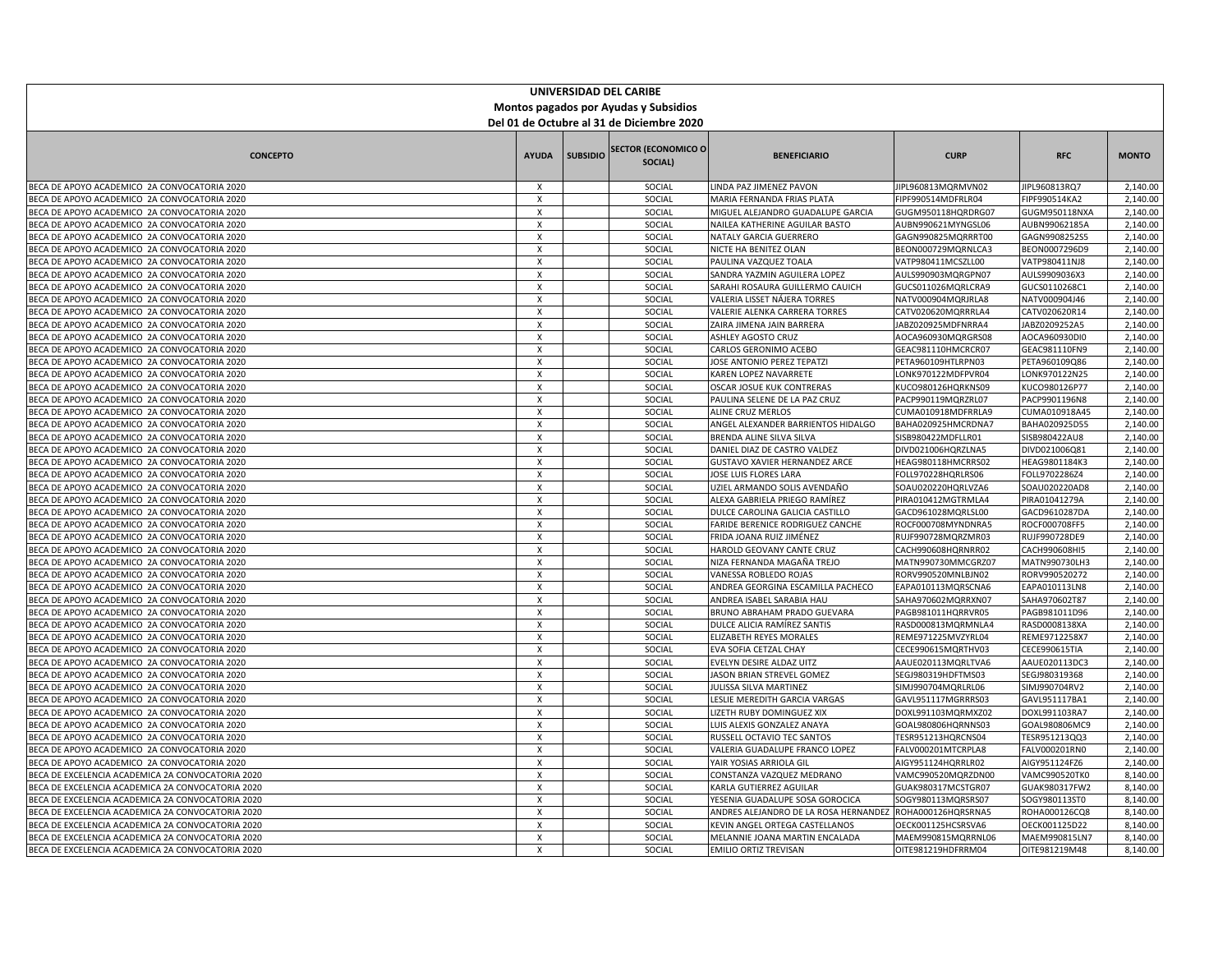**UNIVERSIDAD DEL CARIBE**

**Montos pagados por Ayudas y Subsidios**

**Del 01 de Octubre al 31 de Diciembre 2020**

| CONCEPTO | AYUDA | SUBSIDIO | SECTOR (ECONOMICO O SOCIAL) | BENEFICIARIO | CURP | RFC | MONTO |
|---|---|---|---|---|---|---|---|
| BECA DE APOYO ACADEMICO 2A CONVOCATORIA 2020 | X | | SOCIAL | LINDA PAZ JIMENEZ PAVON | JIPL960813MQRMVN02 | JIPL960813RQ7 | 2,140.00 |
| BECA DE APOYO ACADEMICO 2A CONVOCATORIA 2020 | X | | SOCIAL | MARIA FERNANDA FRIAS PLATA | FIPF990514MDFRLR04 | FIPF990514KA2 | 2,140.00 |
| BECA DE APOYO ACADEMICO 2A CONVOCATORIA 2020 | X | | SOCIAL | MIGUEL ALEJANDRO GUADALUPE GARCIA | GUGM950118HQRDRG07 | GUGM950118NXA | 2,140.00 |
| BECA DE APOYO ACADEMICO 2A CONVOCATORIA 2020 | X | | SOCIAL | NAILEA KATHERINE AGUILAR BASTO | AUBN990621MYNGSL06 | AUBN99062185A | 2,140.00 |
| BECA DE APOYO ACADEMICO 2A CONVOCATORIA 2020 | X | | SOCIAL | NATALY GARCIA GUERRERO | GAGN990825MQRRRT00 | GAGN9908252S5 | 2,140.00 |
| BECA DE APOYO ACADEMICO 2A CONVOCATORIA 2020 | X | | SOCIAL | NICTE HA BENITEZ OLAN | BEON000729MQRNLCA3 | BEON0007296D9 | 2,140.00 |
| BECA DE APOYO ACADEMICO 2A CONVOCATORIA 2020 | X | | SOCIAL | PAULINA VAZQUEZ TOALA | VATP980411MCSZLL00 | VATP980411NJ8 | 2,140.00 |
| BECA DE APOYO ACADEMICO 2A CONVOCATORIA 2020 | X | | SOCIAL | SANDRA YAZMIN AGUILERA LOPEZ | AULS990903MQRGPN07 | AULS9909036X3 | 2,140.00 |
| BECA DE APOYO ACADEMICO 2A CONVOCATORIA 2020 | X | | SOCIAL | SARAHI ROSAURA GUILLERMO CAUICH | GUCS011026MQRLCRA9 | GUCS0110268C1 | 2,140.00 |
| BECA DE APOYO ACADEMICO 2A CONVOCATORIA 2020 | X | | SOCIAL | VALERIA LISSET NÁJERA TORRES | NATV000904MQRJRLA8 | NATV000904J46 | 2,140.00 |
| BECA DE APOYO ACADEMICO 2A CONVOCATORIA 2020 | X | | SOCIAL | VALERIE ALENKA CARRERA TORRES | CATV020620MQRRRLA4 | CATV020620R14 | 2,140.00 |
| BECA DE APOYO ACADEMICO 2A CONVOCATORIA 2020 | X | | SOCIAL | ZAIRA JIMENA JAIN BARRERA | JABZ020925MDFNRRA4 | JABZ0209252A5 | 2,140.00 |
| BECA DE APOYO ACADEMICO 2A CONVOCATORIA 2020 | X | | SOCIAL | ASHLEY AGOSTO CRUZ | AOCA960930MQRGRS08 | AOCA960930DI0 | 2,140.00 |
| BECA DE APOYO ACADEMICO 2A CONVOCATORIA 2020 | X | | SOCIAL | CARLOS GERONIMO ACEBO | GEAC981110HMCRCR07 | GEAC981110FN9 | 2,140.00 |
| BECA DE APOYO ACADEMICO 2A CONVOCATORIA 2020 | X | | SOCIAL | JOSE ANTONIO PEREZ TEPATZI | PETA960109HTLRPN03 | PETA960109Q86 | 2,140.00 |
| BECA DE APOYO ACADEMICO 2A CONVOCATORIA 2020 | X | | SOCIAL | KAREN LOPEZ NAVARRETE | LONK970122MDFPVR04 | LONK970122N25 | 2,140.00 |
| BECA DE APOYO ACADEMICO 2A CONVOCATORIA 2020 | X | | SOCIAL | OSCAR JOSUE KUK CONTRERAS | KUCO980126HQRKNS09 | KUCO980126P77 | 2,140.00 |
| BECA DE APOYO ACADEMICO 2A CONVOCATORIA 2020 | X | | SOCIAL | PAULINA SELENE DE LA PAZ CRUZ | PACP990119MQRZRL07 | PACP9901196N8 | 2,140.00 |
| BECA DE APOYO ACADEMICO 2A CONVOCATORIA 2020 | X | | SOCIAL | ALINE CRUZ MERLOS | CUMA010918MDFRRLA9 | CUMA010918A45 | 2,140.00 |
| BECA DE APOYO ACADEMICO 2A CONVOCATORIA 2020 | X | | SOCIAL | ANGEL ALEXANDER BARRIENTOS HIDALGO | BAHA020925HMCRDNA7 | BAHA020925D55 | 2,140.00 |
| BECA DE APOYO ACADEMICO 2A CONVOCATORIA 2020 | X | | SOCIAL | BRENDA ALINE SILVA SILVA | SISB980422MDFLLR01 | SISB980422AU8 | 2,140.00 |
| BECA DE APOYO ACADEMICO 2A CONVOCATORIA 2020 | X | | SOCIAL | DANIEL DIAZ DE CASTRO VALDEZ | DIVD021006HQRZLNA5 | DIVD021006Q81 | 2,140.00 |
| BECA DE APOYO ACADEMICO 2A CONVOCATORIA 2020 | X | | SOCIAL | GUSTAVO XAVIER HERNANDEZ ARCE | HEAG980118HMCRRS02 | HEAG9801184K3 | 2,140.00 |
| BECA DE APOYO ACADEMICO 2A CONVOCATORIA 2020 | X | | SOCIAL | JOSE LUIS FLORES LARA | FOLL970228HQRLRS06 | FOLL9702286Z4 | 2,140.00 |
| BECA DE APOYO ACADEMICO 2A CONVOCATORIA 2020 | X | | SOCIAL | UZIEL ARMANDO SOLIS AVENDAÑO | SOAU020220HQRLVZA6 | SOAU020220AD8 | 2,140.00 |
| BECA DE APOYO ACADEMICO 2A CONVOCATORIA 2020 | X | | SOCIAL | ALEXA GABRIELA PRIEGO RAMÍREZ | PIRA010412MGTRMLA4 | PIRA01041279A | 2,140.00 |
| BECA DE APOYO ACADEMICO 2A CONVOCATORIA 2020 | X | | SOCIAL | DULCE CAROLINA GALICIA CASTILLO | GACD961028MQRLSL00 | GACD9610287DA | 2,140.00 |
| BECA DE APOYO ACADEMICO 2A CONVOCATORIA 2020 | X | | SOCIAL | FARIDE BERENICE RODRIGUEZ CANCHE | ROCF000708MYNDNRA5 | ROCF000708FF5 | 2,140.00 |
| BECA DE APOYO ACADEMICO 2A CONVOCATORIA 2020 | X | | SOCIAL | FRIDA JOANA RUIZ JIMÉNEZ | RUJF990728MQRZMR03 | RUJF990728DE9 | 2,140.00 |
| BECA DE APOYO ACADEMICO 2A CONVOCATORIA 2020 | X | | SOCIAL | HAROLD GEOVANY CANTE CRUZ | CACH990608HQRNRR02 | CACH990608HI5 | 2,140.00 |
| BECA DE APOYO ACADEMICO 2A CONVOCATORIA 2020 | X | | SOCIAL | NIZA FERNANDA MAGAÑA TREJO | MATN990730MMCGRZ07 | MATN990730LH3 | 2,140.00 |
| BECA DE APOYO ACADEMICO 2A CONVOCATORIA 2020 | X | | SOCIAL | VANESSA ROBLEDO ROJAS | RORV990520MNLBJN02 | RORV990520272 | 2,140.00 |
| BECA DE APOYO ACADEMICO 2A CONVOCATORIA 2020 | X | | SOCIAL | ANDREA GEORGINA ESCAMILLA PACHECO | EAPA010113MQRSCNA6 | EAPA010113LN8 | 2,140.00 |
| BECA DE APOYO ACADEMICO 2A CONVOCATORIA 2020 | X | | SOCIAL | ANDREA ISABEL SARABIA HAU | SAHA970602MQRRXN07 | SAHA970602T87 | 2,140.00 |
| BECA DE APOYO ACADEMICO 2A CONVOCATORIA 2020 | X | | SOCIAL | BRUNO ABRAHAM PRADO GUEVARA | PAGB981011HQRRVR05 | PAGB981011D96 | 2,140.00 |
| BECA DE APOYO ACADEMICO 2A CONVOCATORIA 2020 | X | | SOCIAL | DULCE ALICIA RAMÍREZ SANTIS | RASD000813MQRMNLA4 | RASD0008138XA | 2,140.00 |
| BECA DE APOYO ACADEMICO 2A CONVOCATORIA 2020 | X | | SOCIAL | ELIZABETH REYES MORALES | REME971225MVZYRL04 | REME9712258X7 | 2,140.00 |
| BECA DE APOYO ACADEMICO 2A CONVOCATORIA 2020 | X | | SOCIAL | EVA SOFIA CETZAL CHAY | CECE990615MQRTHV03 | CECE990615TIA | 2,140.00 |
| BECA DE APOYO ACADEMICO 2A CONVOCATORIA 2020 | X | | SOCIAL | EVELYN DESIRE ALDAZ UITZ | AAUE020113MQRLTVA6 | AAUE020113DC3 | 2,140.00 |
| BECA DE APOYO ACADEMICO 2A CONVOCATORIA 2020 | X | | SOCIAL | JASON BRIAN STREVEL GOMEZ | SEGJ980319HDFTMS03 | SEGJ980319368 | 2,140.00 |
| BECA DE APOYO ACADEMICO 2A CONVOCATORIA 2020 | X | | SOCIAL | JULISSA SILVA MARTINEZ | SIMJ990704MQRLRL06 | SIMJ990704RV2 | 2,140.00 |
| BECA DE APOYO ACADEMICO 2A CONVOCATORIA 2020 | X | | SOCIAL | LESLIE MEREDITH GARCIA VARGAS | GAVL951117MGRRRS03 | GAVL951117BA1 | 2,140.00 |
| BECA DE APOYO ACADEMICO 2A CONVOCATORIA 2020 | X | | SOCIAL | LIZETH RUBY DOMINGUEZ XIX | DOXL991103MQRMXZ02 | DOXL991103RA7 | 2,140.00 |
| BECA DE APOYO ACADEMICO 2A CONVOCATORIA 2020 | X | | SOCIAL | LUIS ALEXIS GONZALEZ ANAYA | GOAL980806HQRNNS03 | GOAL980806MC9 | 2,140.00 |
| BECA DE APOYO ACADEMICO 2A CONVOCATORIA 2020 | X | | SOCIAL | RUSSELL OCTAVIO TEC SANTOS | TESR951213HQRCNS04 | TESR951213QQ3 | 2,140.00 |
| BECA DE APOYO ACADEMICO 2A CONVOCATORIA 2020 | X | | SOCIAL | VALERIA GUADALUPE FRANCO LOPEZ | FALV000201MTCRPLA8 | FALV000201RN0 | 2,140.00 |
| BECA DE APOYO ACADEMICO 2A CONVOCATORIA 2020 | X | | SOCIAL | YAIR YOSIAS ARRIOLA GIL | AIGY951124HQRRLR02 | AIGY951124FZ6 | 2,140.00 |
| BECA DE EXCELENCIA ACADEMICA 2A CONVOCATORIA 2020 | X | | SOCIAL | CONSTANZA VAZQUEZ MEDRANO | VAMC990520MQRZDN00 | VAMC990520TK0 | 8,140.00 |
| BECA DE EXCELENCIA ACADEMICA 2A CONVOCATORIA 2020 | X | | SOCIAL | KARLA GUTIERREZ AGUILAR | GUAK980317MCSTGR07 | GUAK980317FW2 | 8,140.00 |
| BECA DE EXCELENCIA ACADEMICA 2A CONVOCATORIA 2020 | X | | SOCIAL | YESENIA GUADALUPE SOSA GOROCICA | SOGY980113MQRSRS07 | SOGY980113ST0 | 8,140.00 |
| BECA DE EXCELENCIA ACADEMICA 2A CONVOCATORIA 2020 | X | | SOCIAL | ANDRES ALEJANDRO DE LA ROSA HERNANDEZ | ROHA000126HQRSRNA5 | ROHA000126CQ8 | 8,140.00 |
| BECA DE EXCELENCIA ACADEMICA 2A CONVOCATORIA 2020 | X | | SOCIAL | KEVIN ANGEL ORTEGA CASTELLANOS | OECK001125HCSRSVA6 | OECK001125D22 | 8,140.00 |
| BECA DE EXCELENCIA ACADEMICA 2A CONVOCATORIA 2020 | X | | SOCIAL | MELANNIE JOANA MARTIN ENCALADA | MAEM990815MQRRNL06 | MAEM990815LN7 | 8,140.00 |
| BECA DE EXCELENCIA ACADEMICA 2A CONVOCATORIA 2020 | X | | SOCIAL | EMILIO ORTIZ TREVISAN | OITE981219HDFRRM04 | OITE981219M48 | 8,140.00 |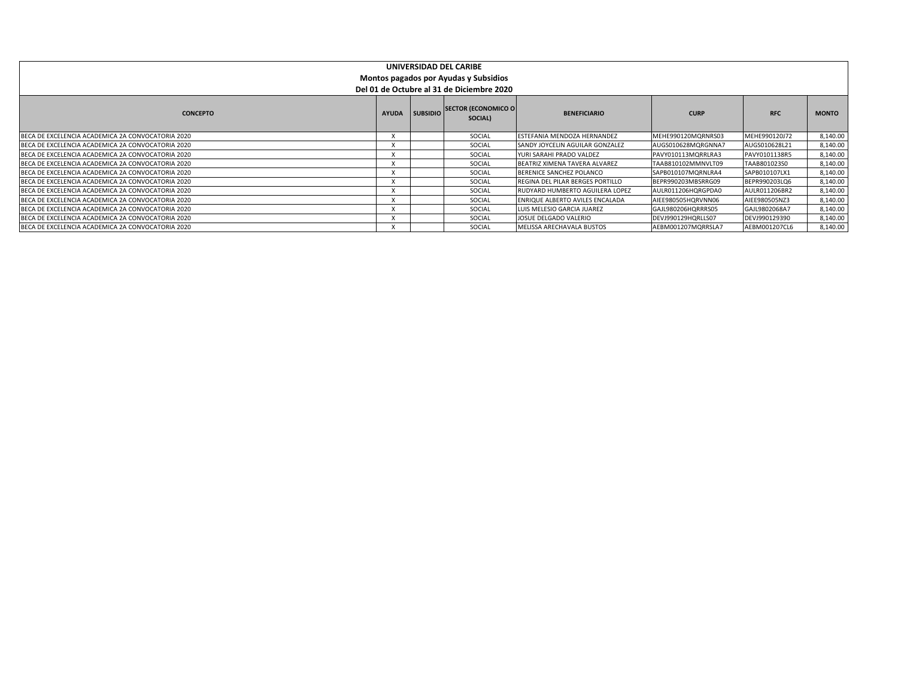**UNIVERSIDAD DEL CARIBE**

**Montos pagados por Ayudas y Subsidios**

**Del 01 de Octubre al 31 de Diciembre 2020**

| CONCEPTO | AYUDA | SUBSIDIO | SECTOR (ECONOMICO O SOCIAL) | BENEFICIARIO | CURP | RFC | MONTO |
|---|---|---|---|---|---|---|---|
| BECA DE EXCELENCIA ACADEMICA 2A CONVOCATORIA 2020 | X | | SOCIAL | ESTEFANIA MENDOZA HERNANDEZ | MEHE990120MQRNRS03 | MEHE990120J72 | 8,140.00 |
| BECA DE EXCELENCIA ACADEMICA 2A CONVOCATORIA 2020 | X | | SOCIAL | SANDY JOYCELIN AGUILAR GONZALEZ | AUGS010628MQRGNNA7 | AUGS010628L21 | 8,140.00 |
| BECA DE EXCELENCIA ACADEMICA 2A CONVOCATORIA 2020 | X | | SOCIAL | YURI SARAHI PRADO VALDEZ | PAVY010113MQRRLRA3 | PAVY0101138R5 | 8,140.00 |
| BECA DE EXCELENCIA ACADEMICA 2A CONVOCATORIA 2020 | X | | SOCIAL | BEATRIZ XIMENA TAVERA ALVAREZ | TAAB810102MMNVLT09 | TAAB801023S0 | 8,140.00 |
| BECA DE EXCELENCIA ACADEMICA 2A CONVOCATORIA 2020 | X | | SOCIAL | BERENICE SANCHEZ POLANCO | SAPB010107MQRNLRA4 | SAPB010107LX1 | 8,140.00 |
| BECA DE EXCELENCIA ACADEMICA 2A CONVOCATORIA 2020 | X | | SOCIAL | REGINA DEL PILAR BERGES PORTILLO | BEPR990203MBSRRG09 | BEPR990203LQ6 | 8,140.00 |
| BECA DE EXCELENCIA ACADEMICA 2A CONVOCATORIA 2020 | X | | SOCIAL | RUDYARD HUMBERTO AGUILERA LOPEZ | AULR011206HQRGPDA0 | AULR011206BR2 | 8,140.00 |
| BECA DE EXCELENCIA ACADEMICA 2A CONVOCATORIA 2020 | X | | SOCIAL | ENRIQUE ALBERTO AVILES ENCALADA | AIEE980505HQRVNN06 | AIEE980505NZ3 | 8,140.00 |
| BECA DE EXCELENCIA ACADEMICA 2A CONVOCATORIA 2020 | X | | SOCIAL | LUIS MELESIO GARCIA JUAREZ | GAJL980206HQRRRS05 | GAJL9802068A7 | 8,140.00 |
| BECA DE EXCELENCIA ACADEMICA 2A CONVOCATORIA 2020 | X | | SOCIAL | JOSUE DELGADO VALERIO | DEVJ990129HQRLLS07 | DEVJ990129390 | 8,140.00 |
| BECA DE EXCELENCIA ACADEMICA 2A CONVOCATORIA 2020 | X | | SOCIAL | MELISSA ARECHAVALA BUSTOS | AEBM001207MQRRSLA7 | AEBM001207CL6 | 8,140.00 |